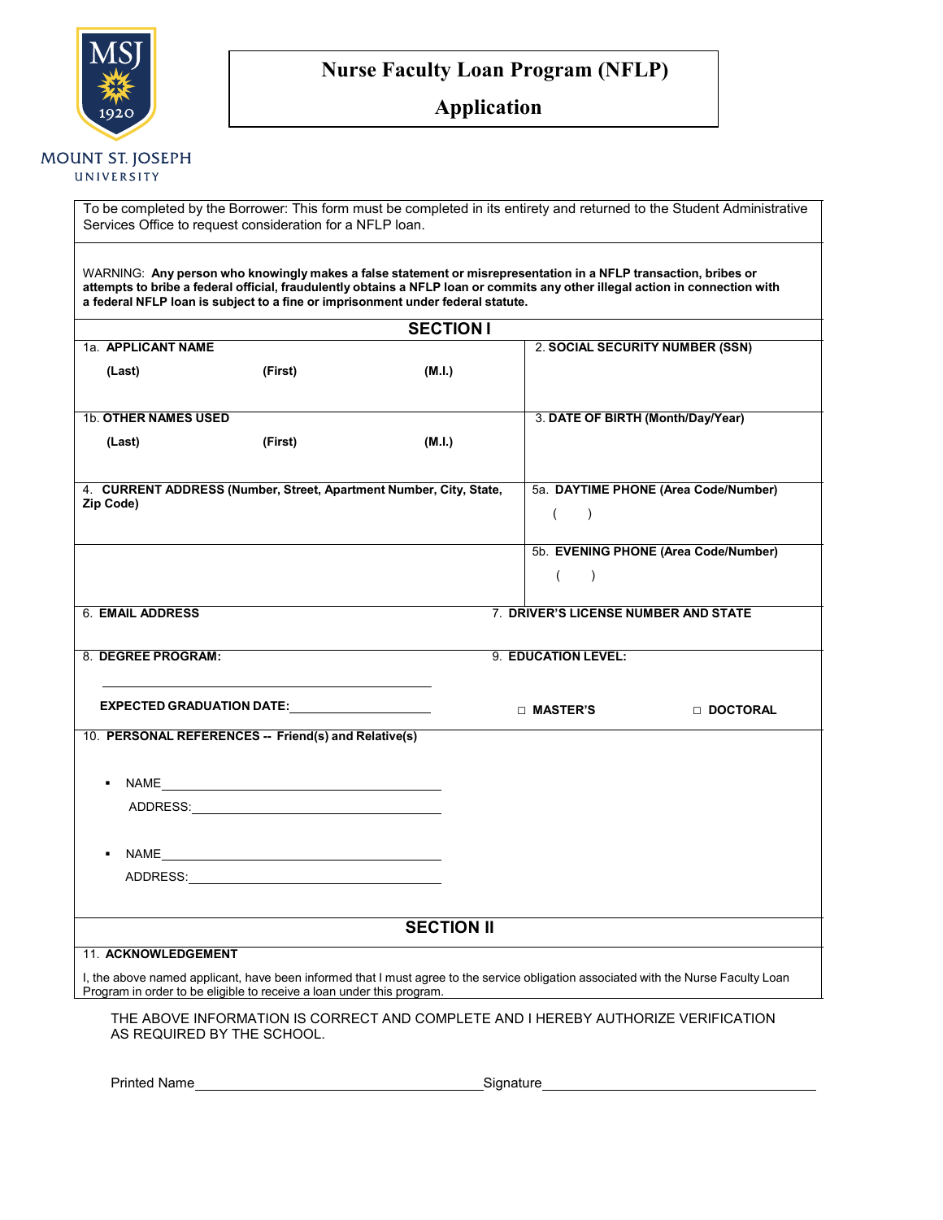MOUNT ST. JOSEPH UNIVERSITY

# Nurse Faculty Loan Program (NFLP) Application

To be completed by the Borrower: This form must be completed in its entirety and returned to the Student Administrative Services Office to request consideration for a NFLP loan.

WARNING: **Any person who knowingly makes a false statement or misrepresentation in a NFLP transaction, bribes or attempts to bribe a federal official, fraudulently obtains a NFLP loan or commits any other illegal action in connection with a federal NFLP loan is subject to a fine or imprisonment under federal statute.**

## SECTION I

| | |
|---|---|
| 1a. **APPLICANT NAME**<br>**(Last)** **(First)** **(M.I.)** | 2. **SOCIAL SECURITY NUMBER (SSN)** |
| 1b. **OTHER NAMES USED**<br>**(Last)** **(First)** **(M.I.)** | 3. **DATE OF BIRTH (Month/Day/Year)** |
| 4. **CURRENT ADDRESS (Number, Street, Apartment Number, City, State, Zip Code)** | 5a. **DAYTIME PHONE (Area Code/Number)**<br>( ) |
| | 5b. **EVENING PHONE (Area Code/Number)**<br>( ) |
| 6. **EMAIL ADDRESS** | 7. **DRIVER'S LICENSE NUMBER AND STATE** |
| 8. **DEGREE PROGRAM:** ______________________<br>**EXPECTED GRADUATION DATE:** ______________ | 9. **EDUCATION LEVEL:**<br>☐ **MASTER'S** ☐ **DOCTORAL** |

10. **PERSONAL REFERENCES -- Friend(s) and Relative(s)**

- NAME ______________________________
  ADDRESS: ______________________________
- NAME ______________________________
  ADDRESS: ______________________________

## SECTION II

11. **ACKNOWLEDGEMENT**

I, the above named applicant, have been informed that I must agree to the service obligation associated with the Nurse Faculty Loan Program in order to be eligible to receive a loan under this program.

THE ABOVE INFORMATION IS CORRECT AND COMPLETE AND I HEREBY AUTHORIZE VERIFICATION AS REQUIRED BY THE SCHOOL.

Printed Name ______________________________ Signature ______________________________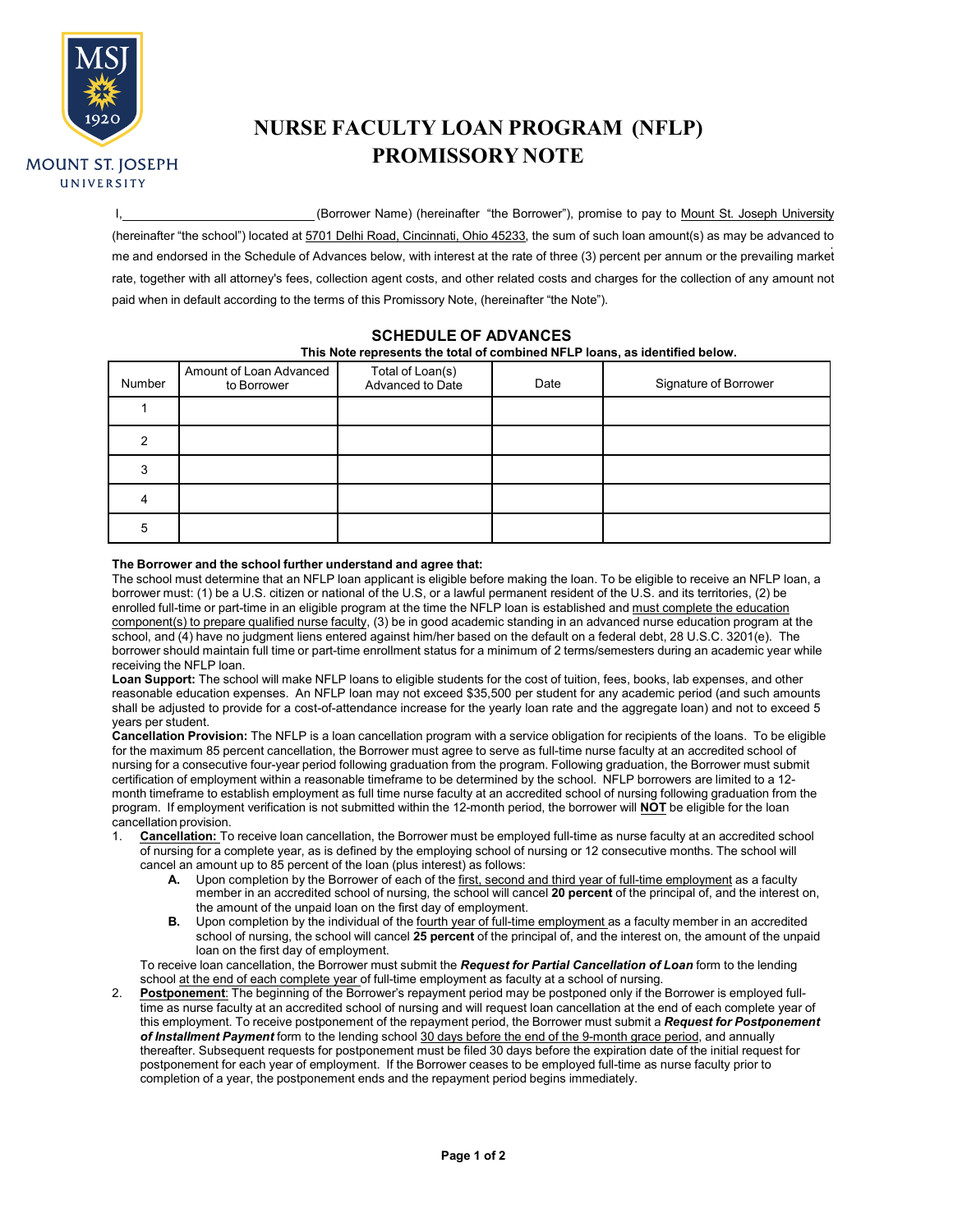MSJ
1920
MOUNT ST. JOSEPH
UNIVERSITY

# NURSE FACULTY LOAN PROGRAM (NFLP) PROMISSORY NOTE

I,\_\_\_\_\_\_\_\_\_\_\_\_\_\_\_\_\_\_\_\_\_\_\_\_\_\_\_\_ (Borrower Name) (hereinafter "the Borrower"), promise to pay to Mount St. Joseph University (hereinafter "the school") located at 5701 Delhi Road, Cincinnati, Ohio 45233, the sum of such loan amount(s) as may be advanced to me and endorsed in the Schedule of Advances below, with interest at the rate of three (3) percent per annum or the prevailing market rate, together with all attorney's fees, collection agent costs, and other related costs and charges for the collection of any amount not paid when in default according to the terms of this Promissory Note, (hereinafter "the Note").

## SCHEDULE OF ADVANCES

**This Note represents the total of combined NFLP loans, as identified below.**

| Number | Amount of Loan Advanced to Borrower | Total of Loan(s) Advanced to Date | Date | Signature of Borrower |
|---|---|---|---|---|
| 1 | | | | |
| 2 | | | | |
| 3 | | | | |
| 4 | | | | |
| 5 | | | | |

**The Borrower and the school further understand and agree that:**

The school must determine that an NFLP loan applicant is eligible before making the loan. To be eligible to receive an NFLP loan, a borrower must: (1) be a U.S. citizen or national of the U.S, or a lawful permanent resident of the U.S. and its territories, (2) be enrolled full-time or part-time in an eligible program at the time the NFLP loan is established and must complete the education component(s) to prepare qualified nurse faculty, (3) be in good academic standing in an advanced nurse education program at the school, and (4) have no judgment liens entered against him/her based on the default on a federal debt, 28 U.S.C. 3201(e). The borrower should maintain full time or part-time enrollment status for a minimum of 2 terms/semesters during an academic year while receiving the NFLP loan.

**Loan Support:** The school will make NFLP loans to eligible students for the cost of tuition, fees, books, lab expenses, and other reasonable education expenses. An NFLP loan may not exceed $35,500 per student for any academic period (and such amounts shall be adjusted to provide for a cost-of-attendance increase for the yearly loan rate and the aggregate loan) and not to exceed 5 years per student.

**Cancellation Provision:** The NFLP is a loan cancellation program with a service obligation for recipients of the loans. To be eligible for the maximum 85 percent cancellation, the Borrower must agree to serve as full-time nurse faculty at an accredited school of nursing for a consecutive four-year period following graduation from the program. Following graduation, the Borrower must submit certification of employment within a reasonable timeframe to be determined by the school. NFLP borrowers are limited to a 12-month timeframe to establish employment as full time nurse faculty at an accredited school of nursing following graduation from the program. If employment verification is not submitted within the 12-month period, the borrower will **NOT** be eligible for the loan cancellation provision.

1. **Cancellation:** To receive loan cancellation, the Borrower must be employed full-time as nurse faculty at an accredited school of nursing for a complete year, as is defined by the employing school of nursing or 12 consecutive months. The school will cancel an amount up to 85 percent of the loan (plus interest) as follows:
   - **A.** Upon completion by the Borrower of each of the first, second and third year of full-time employment as a faculty member in an accredited school of nursing, the school will cancel **20 percent** of the principal of, and the interest on, the amount of the unpaid loan on the first day of employment.
   - **B.** Upon completion by the individual of the fourth year of full-time employment as a faculty member in an accredited school of nursing, the school will cancel **25 percent** of the principal of, and the interest on, the amount of the unpaid loan on the first day of employment.

   To receive loan cancellation, the Borrower must submit the ***Request for Partial Cancellation of Loan*** form to the lending school at the end of each complete year of full-time employment as faculty at a school of nursing.
2. **Postponement**: The beginning of the Borrower's repayment period may be postponed only if the Borrower is employed full-time as nurse faculty at an accredited school of nursing and will request loan cancellation at the end of each complete year of this employment. To receive postponement of the repayment period, the Borrower must submit a ***Request for Postponement of Installment Payment*** form to the lending school 30 days before the end of the 9-month grace period, and annually thereafter. Subsequent requests for postponement must be filed 30 days before the expiration date of the initial request for postponement for each year of employment. If the Borrower ceases to be employed full-time as nurse faculty prior to completion of a year, the postponement ends and the repayment period begins immediately.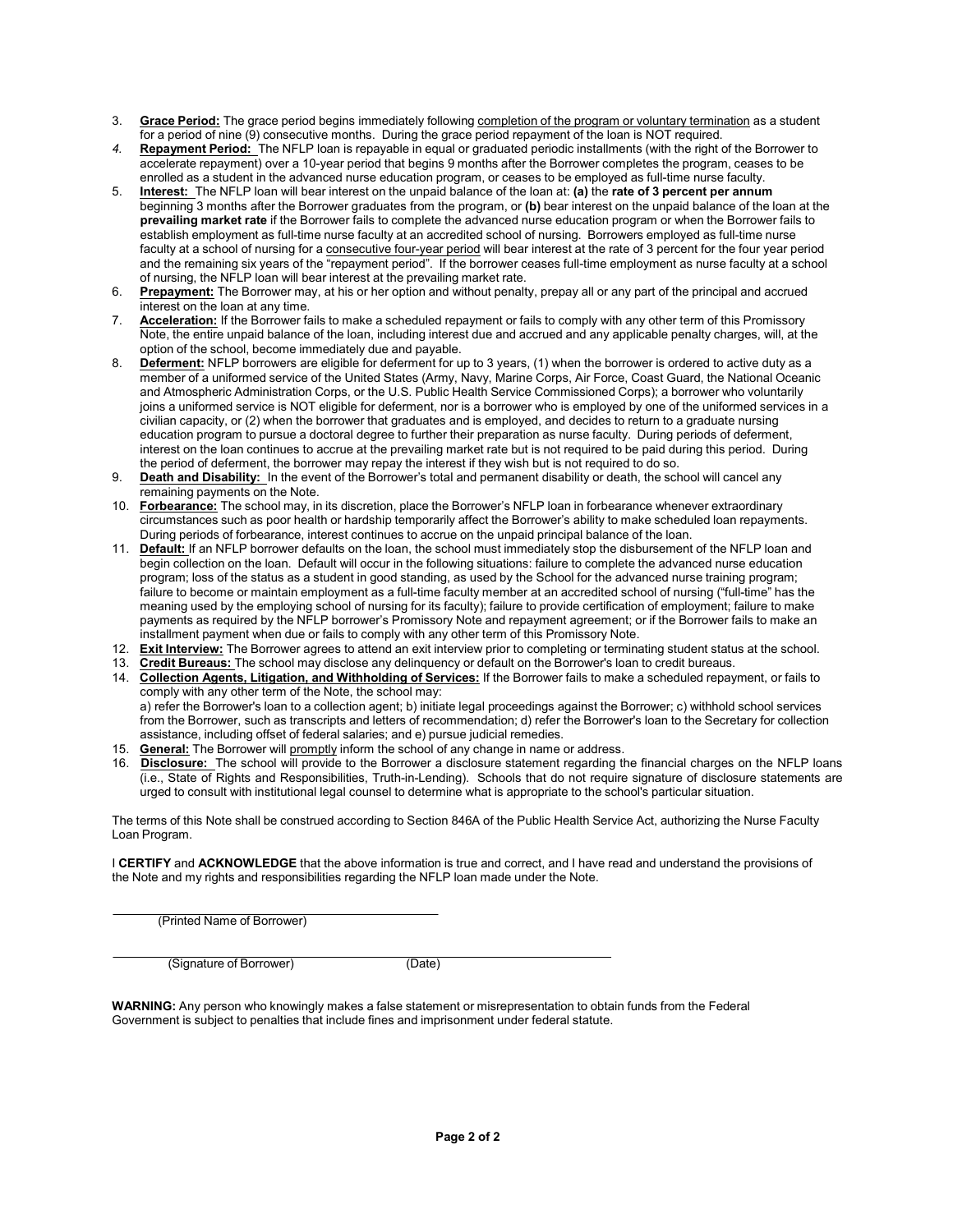3. **Grace Period:** The grace period begins immediately following completion of the program or voluntary termination as a student for a period of nine (9) consecutive months. During the grace period repayment of the loan is NOT required.
4. **Repayment Period:** The NFLP loan is repayable in equal or graduated periodic installments (with the right of the Borrower to accelerate repayment) over a 10-year period that begins 9 months after the Borrower completes the program, ceases to be enrolled as a student in the advanced nurse education program, or ceases to be employed as full-time nurse faculty.
5. **Interest:** The NFLP loan will bear interest on the unpaid balance of the loan at: **(a)** the **rate of 3 percent per annum** beginning 3 months after the Borrower graduates from the program, or **(b)** bear interest on the unpaid balance of the loan at the **prevailing market rate** if the Borrower fails to complete the advanced nurse education program or when the Borrower fails to establish employment as full-time nurse faculty at an accredited school of nursing. Borrowers employed as full-time nurse faculty at a school of nursing for a consecutive four-year period will bear interest at the rate of 3 percent for the four year period and the remaining six years of the "repayment period". If the borrower ceases full-time employment as nurse faculty at a school of nursing, the NFLP loan will bear interest at the prevailing market rate.
6. **Prepayment:** The Borrower may, at his or her option and without penalty, prepay all or any part of the principal and accrued interest on the loan at any time.
7. **Acceleration:** If the Borrower fails to make a scheduled repayment or fails to comply with any other term of this Promissory Note, the entire unpaid balance of the loan, including interest due and accrued and any applicable penalty charges, will, at the option of the school, become immediately due and payable.
8. **Deferment:** NFLP borrowers are eligible for deferment for up to 3 years, (1) when the borrower is ordered to active duty as a member of a uniformed service of the United States (Army, Navy, Marine Corps, Air Force, Coast Guard, the National Oceanic and Atmospheric Administration Corps, or the U.S. Public Health Service Commissioned Corps); a borrower who voluntarily joins a uniformed service is NOT eligible for deferment, nor is a borrower who is employed by one of the uniformed services in a civilian capacity, or (2) when the borrower that graduates and is employed, and decides to return to a graduate nursing education program to pursue a doctoral degree to further their preparation as nurse faculty. During periods of deferment, interest on the loan continues to accrue at the prevailing market rate but is not required to be paid during this period. During the period of deferment, the borrower may repay the interest if they wish but is not required to do so.
9. **Death and Disability:** In the event of the Borrower's total and permanent disability or death, the school will cancel any remaining payments on the Note.
10. **Forbearance:** The school may, in its discretion, place the Borrower's NFLP loan in forbearance whenever extraordinary circumstances such as poor health or hardship temporarily affect the Borrower's ability to make scheduled loan repayments. During periods of forbearance, interest continues to accrue on the unpaid principal balance of the loan.
11. **Default:** If an NFLP borrower defaults on the loan, the school must immediately stop the disbursement of the NFLP loan and begin collection on the loan. Default will occur in the following situations: failure to complete the advanced nurse education program; loss of the status as a student in good standing, as used by the School for the advanced nurse training program; failure to become or maintain employment as a full-time faculty member at an accredited school of nursing ("full-time" has the meaning used by the employing school of nursing for its faculty); failure to provide certification of employment; failure to make payments as required by the NFLP borrower's Promissory Note and repayment agreement; or if the Borrower fails to make an installment payment when due or fails to comply with any other term of this Promissory Note.
12. **Exit Interview:** The Borrower agrees to attend an exit interview prior to completing or terminating student status at the school.
13. **Credit Bureaus:** The school may disclose any delinquency or default on the Borrower's loan to credit bureaus.
14. **Collection Agents, Litigation, and Withholding of Services:** If the Borrower fails to make a scheduled repayment, or fails to comply with any other term of the Note, the school may:
    a) refer the Borrower's loan to a collection agent; b) initiate legal proceedings against the Borrower; c) withhold school services from the Borrower, such as transcripts and letters of recommendation; d) refer the Borrower's loan to the Secretary for collection assistance, including offset of federal salaries; and e) pursue judicial remedies.
15. **General:** The Borrower will promptly inform the school of any change in name or address.
16. **Disclosure:** The school will provide to the Borrower a disclosure statement regarding the financial charges on the NFLP loans (i.e., State of Rights and Responsibilities, Truth-in-Lending). Schools that do not require signature of disclosure statements are urged to consult with institutional legal counsel to determine what is appropriate to the school's particular situation.

The terms of this Note shall be construed according to Section 846A of the Public Health Service Act, authorizing the Nurse Faculty Loan Program.

I **CERTIFY** and **ACKNOWLEDGE** that the above information is true and correct, and I have read and understand the provisions of the Note and my rights and responsibilities regarding the NFLP loan made under the Note.

______________________________________
(Printed Name of Borrower)

______________________________________________________
(Signature of Borrower) (Date)

**WARNING:** Any person who knowingly makes a false statement or misrepresentation to obtain funds from the Federal Government is subject to penalties that include fines and imprisonment under federal statute.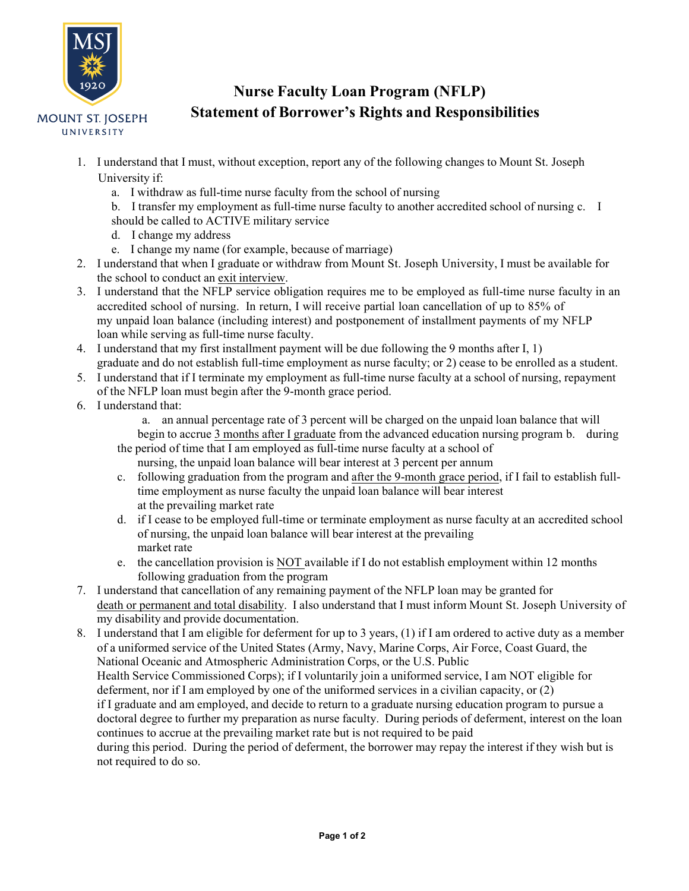MOUNT ST. JOSEPH UNIVERSITY

# Nurse Faculty Loan Program (NFLP)
# Statement of Borrower's Rights and Responsibilities

1. I understand that I must, without exception, report any of the following changes to Mount St. Joseph University if:
   a. I withdraw as full-time nurse faculty from the school of nursing
   b. I transfer my employment as full-time nurse faculty to another accredited school of nursing
   c. I should be called to ACTIVE military service
   d. I change my address
   e. I change my name (for example, because of marriage)
2. I understand that when I graduate or withdraw from Mount St. Joseph University, I must be available for the school to conduct an exit interview.
3. I understand that the NFLP service obligation requires me to be employed as full-time nurse faculty in an accredited school of nursing. In return, I will receive partial loan cancellation of up to 85% of my unpaid loan balance (including interest) and postponement of installment payments of my NFLP loan while serving as full-time nurse faculty.
4. I understand that my first installment payment will be due following the 9 months after I, 1) graduate and do not establish full-time employment as nurse faculty; or 2) cease to be enrolled as a student.
5. I understand that if I terminate my employment as full-time nurse faculty at a school of nursing, repayment of the NFLP loan must begin after the 9-month grace period.
6. I understand that:
   a. an annual percentage rate of 3 percent will be charged on the unpaid loan balance that will begin to accrue 3 months after I graduate from the advanced education nursing program
   b. during the period of time that I am employed as full-time nurse faculty at a school of nursing, the unpaid loan balance will bear interest at 3 percent per annum
   c. following graduation from the program and after the 9-month grace period, if I fail to establish full-time employment as nurse faculty the unpaid loan balance will bear interest at the prevailing market rate
   d. if I cease to be employed full-time or terminate employment as nurse faculty at an accredited school of nursing, the unpaid loan balance will bear interest at the prevailing market rate
   e. the cancellation provision is NOT available if I do not establish employment within 12 months following graduation from the program
7. I understand that cancellation of any remaining payment of the NFLP loan may be granted for death or permanent and total disability. I also understand that I must inform Mount St. Joseph University of my disability and provide documentation.
8. I understand that I am eligible for deferment for up to 3 years, (1) if I am ordered to active duty as a member of a uniformed service of the United States (Army, Navy, Marine Corps, Air Force, Coast Guard, the National Oceanic and Atmospheric Administration Corps, or the U.S. Public Health Service Commissioned Corps); if I voluntarily join a uniformed service, I am NOT eligible for deferment, nor if I am employed by one of the uniformed services in a civilian capacity, or (2) if I graduate and am employed, and decide to return to a graduate nursing education program to pursue a doctoral degree to further my preparation as nurse faculty. During periods of deferment, interest on the loan continues to accrue at the prevailing market rate but is not required to be paid during this period. During the period of deferment, the borrower may repay the interest if they wish but is not required to do so.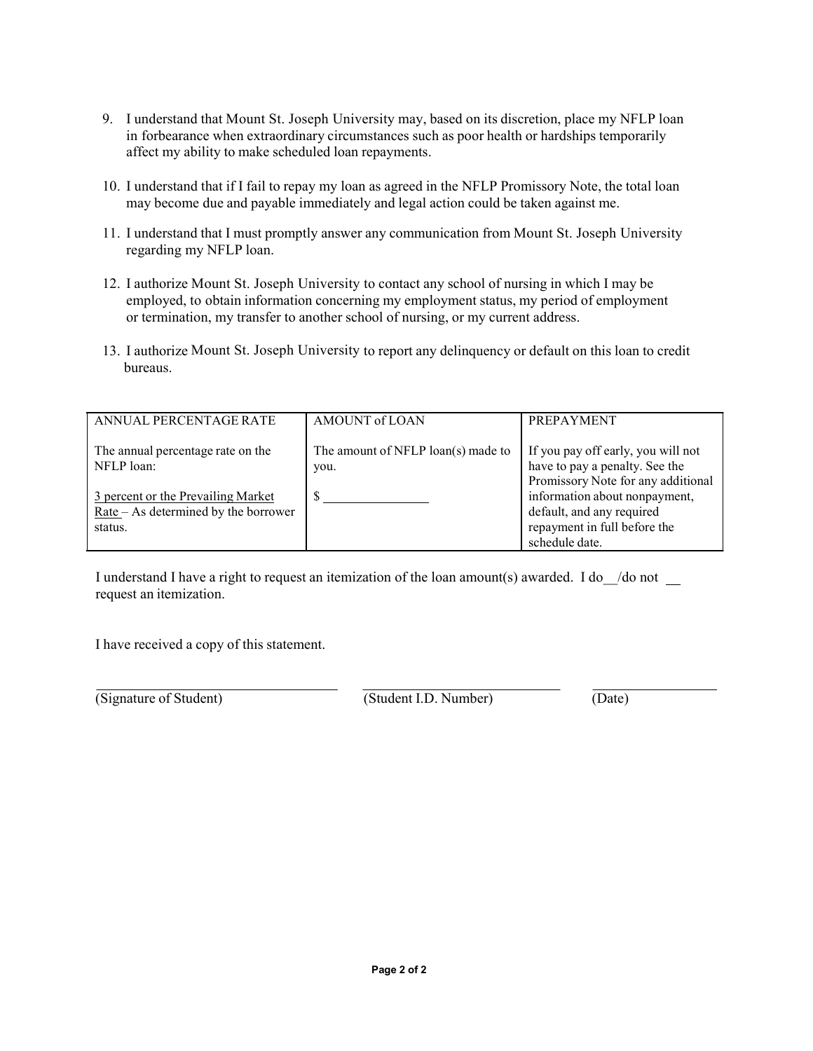9. I understand that Mount St. Joseph University may, based on its discretion, place my NFLP loan in forbearance when extraordinary circumstances such as poor health or hardships temporarily affect my ability to make scheduled loan repayments.

10. I understand that if I fail to repay my loan as agreed in the NFLP Promissory Note, the total loan may become due and payable immediately and legal action could be taken against me.

11. I understand that I must promptly answer any communication from Mount St. Joseph University regarding my NFLP loan.

12. I authorize Mount St. Joseph University to contact any school of nursing in which I may be employed, to obtain information concerning my employment status, my period of employment or termination, my transfer to another school of nursing, or my current address.

13. I authorize Mount St. Joseph University to report any delinquency or default on this loan to credit bureaus.

| ANNUAL PERCENTAGE RATE | AMOUNT of LOAN | PREPAYMENT |
|---|---|---|
| The annual percentage rate on the NFLP loan:<br><br>3 percent or the Prevailing Market Rate – As determined by the borrower status. | The amount of NFLP loan(s) made to you.<br><br>$ \_\_\_\_\_\_\_\_\_\_\_\_\_\_\_ | If you pay off early, you will not have to pay a penalty. See the Promissory Note for any additional information about nonpayment, default, and any required repayment in full before the schedule date. |

I understand I have a right to request an itemization of the loan amount(s) awarded. I do\_\_/do not \_\_ request an itemization.

I have received a copy of this statement.

\_\_\_\_\_\_\_\_\_\_\_\_\_\_\_\_\_\_\_\_\_\_\_\_\_\_\_\_\_\_ (Signature of Student)

\_\_\_\_\_\_\_\_\_\_\_\_\_\_\_\_\_\_\_\_\_\_\_\_\_\_\_\_\_\_ (Student I.D. Number)

\_\_\_\_\_\_\_\_\_\_\_\_\_\_\_\_\_\_\_\_ (Date)